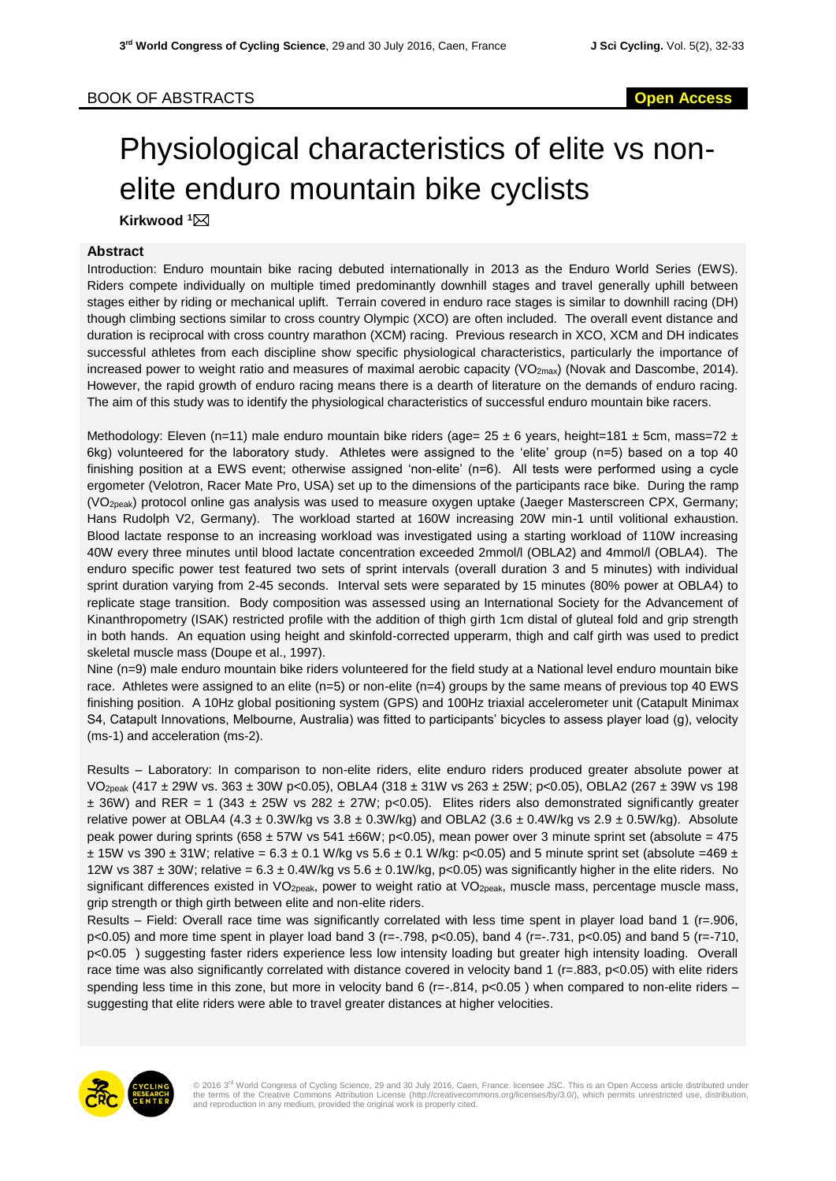BOOK OF ABSTRACTS

**Open Access**

# Physiological characteristics of elite vs non-elite enduro mountain bike cyclists

**Kirkwood [1]**

### Abstract

Introduction: Enduro mountain bike racing debuted internationally in 2013 as the Enduro World Series (EWS). Riders compete individually on multiple timed predominantly downhill stages and travel generally uphill between stages either by riding or mechanical uplift. Terrain covered in enduro race stages is similar to downhill racing (DH) though climbing sections similar to cross country Olympic (XCO) are often included. The overall event distance and duration is reciprocal with cross country marathon (XCM) racing. Previous research in XCO, XCM and DH indicates successful athletes from each discipline show specific physiological characteristics, particularly the importance of increased power to weight ratio and measures of maximal aerobic capacity ($VO_{2max}$) (Novak and Dascombe, 2014). However, the rapid growth of enduro racing means there is a dearth of literature on the demands of enduro racing. The aim of this study was to identify the physiological characteristics of successful enduro mountain bike racers.

Methodology: Eleven (n=11) male enduro mountain bike riders (age= 25 ± 6 years, height=181 ± 5cm, mass=72 ± 6kg) volunteered for the laboratory study. Athletes were assigned to the 'elite' group (n=5) based on a top 40 finishing position at a EWS event; otherwise assigned 'non-elite' (n=6). All tests were performed using a cycle ergometer (Velotron, Racer Mate Pro, USA) set up to the dimensions of the participants race bike. During the ramp ($VO_{2peak}$) protocol online gas analysis was used to measure oxygen uptake (Jaeger Masterscreen CPX, Germany; Hans Rudolph V2, Germany). The workload started at 160W increasing 20W min-1 until volitional exhaustion. Blood lactate response to an increasing workload was investigated using a starting workload of 110W increasing 40W every three minutes until blood lactate concentration exceeded 2mmol/l (OBLA2) and 4mmol/l (OBLA4). The enduro specific power test featured two sets of sprint intervals (overall duration 3 and 5 minutes) with individual sprint duration varying from 2-45 seconds. Interval sets were separated by 15 minutes (80% power at OBLA4) to replicate stage transition. Body composition was assessed using an International Society for the Advancement of Kinanthropometry (ISAK) restricted profile with the addition of thigh girth 1cm distal of gluteal fold and grip strength in both hands. An equation using height and skinfold-corrected upperarm, thigh and calf girth was used to predict skeletal muscle mass (Doupe et al., 1997).

Nine (n=9) male enduro mountain bike riders volunteered for the field study at a National level enduro mountain bike race. Athletes were assigned to an elite (n=5) or non-elite (n=4) groups by the same means of previous top 40 EWS finishing position. A 10Hz global positioning system (GPS) and 100Hz triaxial accelerometer unit (Catapult Minimax S4, Catapult Innovations, Melbourne, Australia) was fitted to participants' bicycles to assess player load (g), velocity (ms-1) and acceleration (ms-2).

Results – Laboratory: In comparison to non-elite riders, elite enduro riders produced greater absolute power at $VO_{2peak}$ (417 ± 29W vs. 363 ± 30W p<0.05), OBLA4 (318 ± 31W vs 263 ± 25W; p<0.05), OBLA2 (267 ± 39W vs 198 ± 36W) and RER = 1 (343 ± 25W vs 282 ± 27W; p<0.05). Elites riders also demonstrated significantly greater relative power at OBLA4 (4.3 ± 0.3W/kg vs 3.8 ± 0.3W/kg) and OBLA2 (3.6 ± 0.4W/kg vs 2.9 ± 0.5W/kg). Absolute peak power during sprints (658 ± 57W vs 541 ±66W; p<0.05), mean power over 3 minute sprint set (absolute = 475 ± 15W vs 390 ± 31W; relative = 6.3 ± 0.1 W/kg vs 5.6 ± 0.1 W/kg: p<0.05) and 5 minute sprint set (absolute =469 ± 12W vs 387 ± 30W; relative = 6.3 ± 0.4W/kg vs 5.6 ± 0.1W/kg, p<0.05) was significantly higher in the elite riders. No significant differences existed in $VO_{2peak}$, power to weight ratio at $VO_{2peak}$, muscle mass, percentage muscle mass, grip strength or thigh girth between elite and non-elite riders.

Results – Field: Overall race time was significantly correlated with less time spent in player load band 1 (r=.906, p<0.05) and more time spent in player load band 3 (r=-.798, p<0.05), band 4 (r=-.731, p<0.05) and band 5 (r=-710, p<0.05 ) suggesting faster riders experience less low intensity loading but greater high intensity loading. Overall race time was also significantly correlated with distance covered in velocity band 1 (r=.883, p<0.05) with elite riders spending less time in this zone, but more in velocity band 6 (r=-.814, p<0.05 ) when compared to non-elite riders – suggesting that elite riders were able to travel greater distances at higher velocities.

© 2016 3rd World Congress of Cycling Science, 29 and 30 July 2016, Caen, France. licensee JSC. This is an Open Access article distributed under the terms of the Creative Commons Attribution License (http://creativecommons.org/licenses/by/3.0/), which permits unrestricted use, distribution, and reproduction in any medium, provided the original work is properly cited.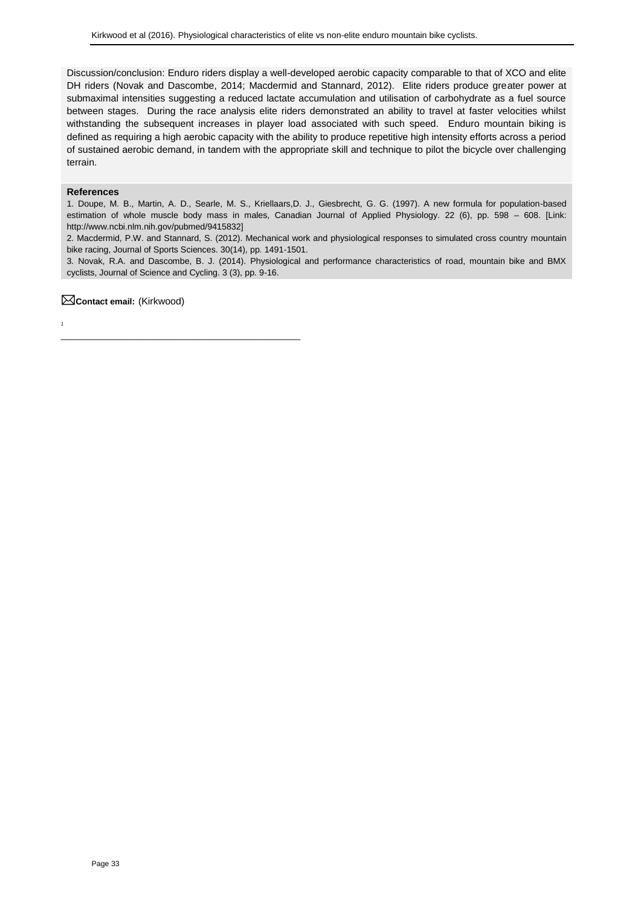Discussion/conclusion: Enduro riders display a well-developed aerobic capacity comparable to that of XCO and elite DH riders (Novak and Dascombe, 2014; Macdermid and Stannard, 2012). Elite riders produce greater power at submaximal intensities suggesting a reduced lactate accumulation and utilisation of carbohydrate as a fuel source between stages. During the race analysis elite riders demonstrated an ability to travel at faster velocities whilst withstanding the subsequent increases in player load associated with such speed. Enduro mountain biking is defined as requiring a high aerobic capacity with the ability to produce repetitive high intensity efforts across a period of sustained aerobic demand, in tandem with the appropriate skill and technique to pilot the bicycle over challenging terrain.

## References

1. Doupe, M. B., Martin, A. D., Searle, M. S., Kriellaars,D. J., Giesbrecht, G. G. (1997). A new formula for population-based estimation of whole muscle body mass in males, Canadian Journal of Applied Physiology. 22 (6), pp. 598 – 608. [Link: http://www.ncbi.nlm.nih.gov/pubmed/9415832]
2. Macdermid, P.W. and Stannard, S. (2012). Mechanical work and physiological responses to simulated cross country mountain bike racing, Journal of Sports Sciences. 30(14), pp. 1491-1501.
3. Novak, R.A. and Dascombe, B. J. (2014). Physiological and performance characteristics of road, mountain bike and BMX cyclists, Journal of Science and Cycling. 3 (3), pp. 9-16.

✉ **Contact email:** (Kirkwood)

[1]